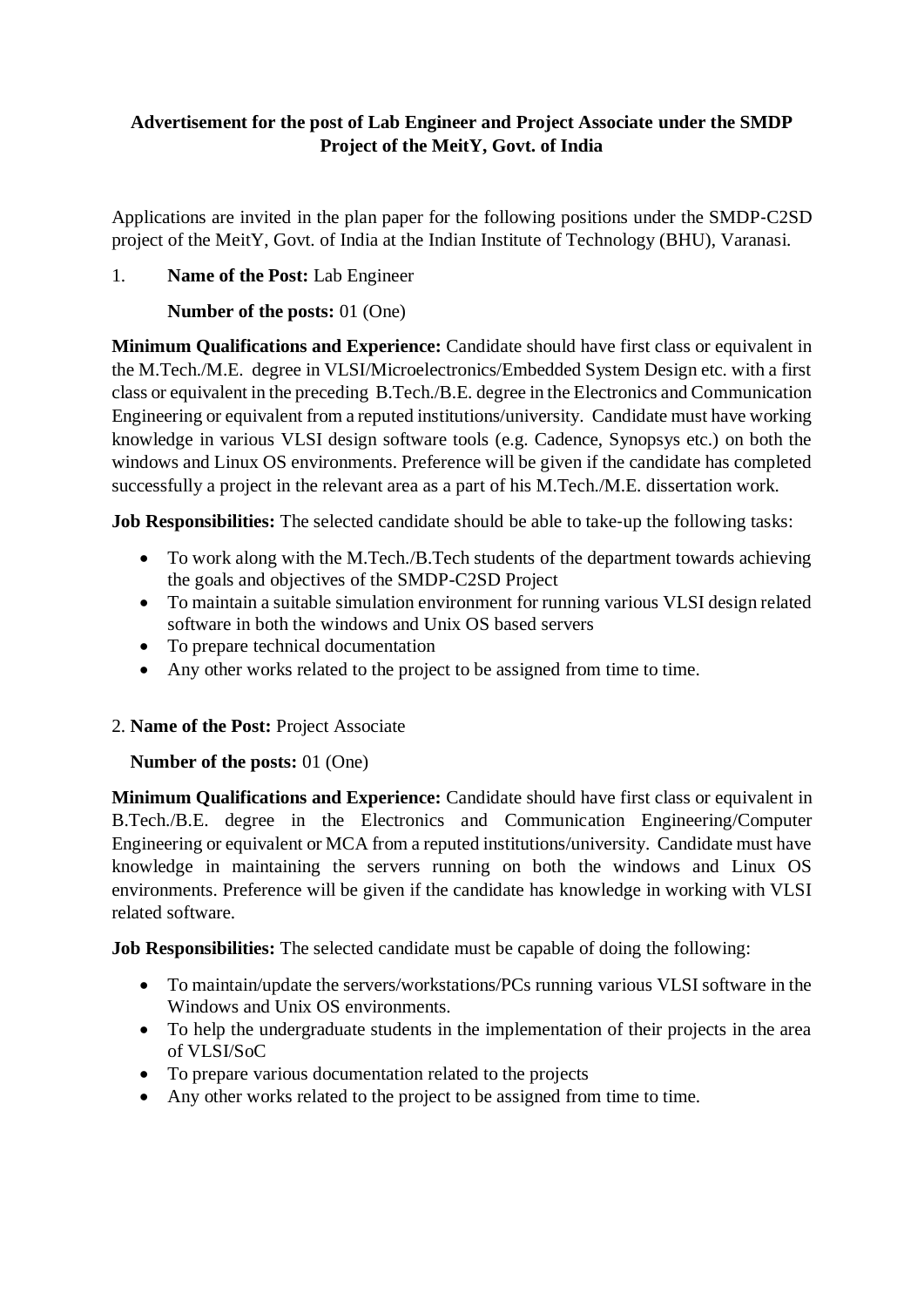**Advertisement for the post of Lab Engineer and Project Associate under the SMDP Project of the MeitY, Govt. of India**

Applications are invited in the plan paper for the following positions under the SMDP-C2SD project of the MeitY, Govt. of India at the Indian Institute of Technology (BHU), Varanasi.

1. **Name of the Post:** Lab Engineer

   **Number of the posts:** 01 (One)

**Minimum Qualifications and Experience:** Candidate should have first class or equivalent in the M.Tech./M.E. degree in VLSI/Microelectronics/Embedded System Design etc. with a first class or equivalent in the preceding B.Tech./B.E. degree in the Electronics and Communication Engineering or equivalent from a reputed institutions/university. Candidate must have working knowledge in various VLSI design software tools (e.g. Cadence, Synopsys etc.) on both the windows and Linux OS environments. Preference will be given if the candidate has completed successfully a project in the relevant area as a part of his M.Tech./M.E. dissertation work.

**Job Responsibilities:** The selected candidate should be able to take-up the following tasks:

- To work along with the M.Tech./B.Tech students of the department towards achieving the goals and objectives of the SMDP-C2SD Project
- To maintain a suitable simulation environment for running various VLSI design related software in both the windows and Unix OS based servers
- To prepare technical documentation
- Any other works related to the project to be assigned from time to time.

2. **Name of the Post:** Project Associate

   **Number of the posts:** 01 (One)

**Minimum Qualifications and Experience:** Candidate should have first class or equivalent in B.Tech./B.E. degree in the Electronics and Communication Engineering/Computer Engineering or equivalent or MCA from a reputed institutions/university. Candidate must have knowledge in maintaining the servers running on both the windows and Linux OS environments. Preference will be given if the candidate has knowledge in working with VLSI related software.

**Job Responsibilities:** The selected candidate must be capable of doing the following:

- To maintain/update the servers/workstations/PCs running various VLSI software in the Windows and Unix OS environments.
- To help the undergraduate students in the implementation of their projects in the area of VLSI/SoC
- To prepare various documentation related to the projects
- Any other works related to the project to be assigned from time to time.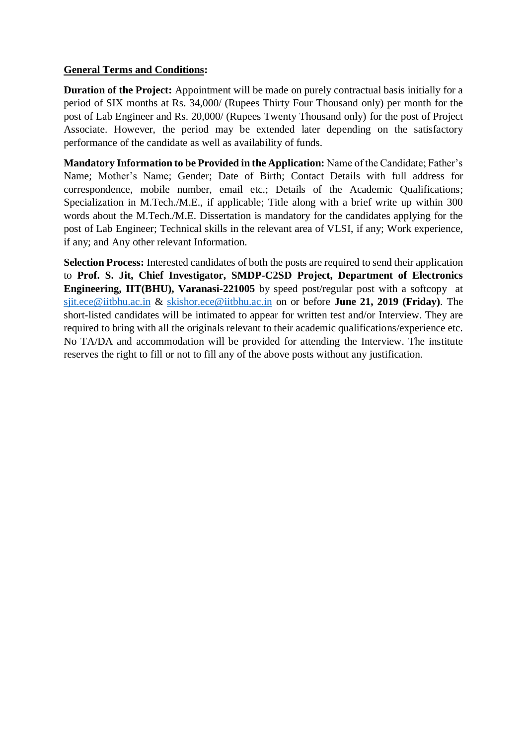**General Terms and Conditions:**

**Duration of the Project:** Appointment will be made on purely contractual basis initially for a period of SIX months at Rs. 34,000/ (Rupees Thirty Four Thousand only) per month for the post of Lab Engineer and Rs. 20,000/ (Rupees Twenty Thousand only) for the post of Project Associate. However, the period may be extended later depending on the satisfactory performance of the candidate as well as availability of funds.

**Mandatory Information to be Provided in the Application:** Name of the Candidate; Father's Name; Mother's Name; Gender; Date of Birth; Contact Details with full address for correspondence, mobile number, email etc.; Details of the Academic Qualifications; Specialization in M.Tech./M.E., if applicable; Title along with a brief write up within 300 words about the M.Tech./M.E. Dissertation is mandatory for the candidates applying for the post of Lab Engineer; Technical skills in the relevant area of VLSI, if any; Work experience, if any; and Any other relevant Information.

**Selection Process:** Interested candidates of both the posts are required to send their application to **Prof. S. Jit, Chief Investigator, SMDP-C2SD Project, Department of Electronics Engineering, IIT(BHU), Varanasi-221005** by speed post/regular post with a softcopy at sjit.ece@iitbhu.ac.in & skishor.ece@iitbhu.ac.in on or before **June 21, 2019 (Friday)**. The short-listed candidates will be intimated to appear for written test and/or Interview. They are required to bring with all the originals relevant to their academic qualifications/experience etc. No TA/DA and accommodation will be provided for attending the Interview. The institute reserves the right to fill or not to fill any of the above posts without any justification.